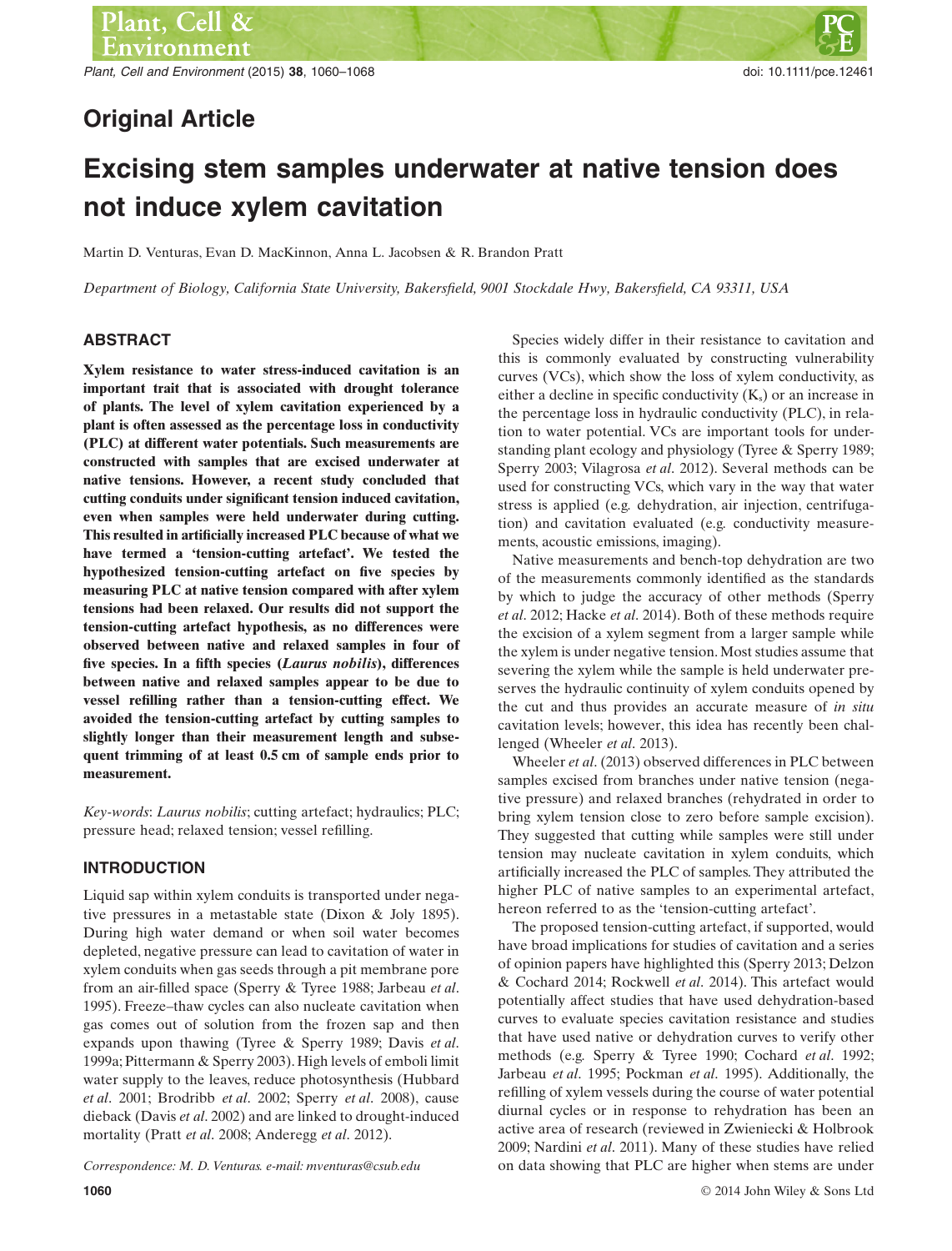Original Article

# Excising stem samples underwater at native tension does not induce xylem cavitation

Martin D. Venturas, Evan D. MacKinnon, Anna L. Jacobsen & R. Brandon Pratt

*Department of Biology, California State University, Bakersfield, 9001 Stockdale Hwy, Bakersfield, CA 93311, USA*

## ABSTRACT

**Xylem resistance to water stress-induced cavitation is an important trait that is associated with drought tolerance of plants. The level of xylem cavitation experienced by a plant is often assessed as the percentage loss in conductivity (PLC) at different water potentials. Such measurements are constructed with samples that are excised underwater at native tensions. However, a recent study concluded that cutting conduits under significant tension induced cavitation, even when samples were held underwater during cutting. This resulted in artificially increased PLC because of what we have termed a 'tension-cutting artefact'. We tested the hypothesized tension-cutting artefact on five species by measuring PLC at native tension compared with after xylem tensions had been relaxed. Our results did not support the tension-cutting artefact hypothesis, as no differences were observed between native and relaxed samples in four of five species. In a fifth species (*Laurus nobilis*), differences between native and relaxed samples appear to be due to vessel refilling rather than a tension-cutting effect. We avoided the tension-cutting artefact by cutting samples to slightly longer than their measurement length and subsequent trimming of at least 0.5 cm of sample ends prior to measurement.**

*Key-words*: *Laurus nobilis*; cutting artefact; hydraulics; PLC; pressure head; relaxed tension; vessel refilling.

## INTRODUCTION

Liquid sap within xylem conduits is transported under negative pressures in a metastable state (Dixon & Joly 1895). During high water demand or when soil water becomes depleted, negative pressure can lead to cavitation of water in xylem conduits when gas seeds through a pit membrane pore from an air-filled space (Sperry & Tyree 1988; Jarbeau *et al*. 1995). Freeze–thaw cycles can also nucleate cavitation when gas comes out of solution from the frozen sap and then expands upon thawing (Tyree & Sperry 1989; Davis *et al*. 1999a; Pittermann & Sperry 2003). High levels of emboli limit water supply to the leaves, reduce photosynthesis (Hubbard *et al*. 2001; Brodribb *et al*. 2002; Sperry *et al*. 2008), cause dieback (Davis *et al*. 2002) and are linked to drought-induced mortality (Pratt *et al*. 2008; Anderegg *et al*. 2012).

Species widely differ in their resistance to cavitation and this is commonly evaluated by constructing vulnerability curves (VCs), which show the loss of xylem conductivity, as either a decline in specific conductivity ($K_s$) or an increase in the percentage loss in hydraulic conductivity (PLC), in relation to water potential. VCs are important tools for understanding plant ecology and physiology (Tyree & Sperry 1989; Sperry 2003; Vilagrosa *et al*. 2012). Several methods can be used for constructing VCs, which vary in the way that water stress is applied (e.g. dehydration, air injection, centrifugation) and cavitation evaluated (e.g. conductivity measurements, acoustic emissions, imaging).

Native measurements and bench-top dehydration are two of the measurements commonly identified as the standards by which to judge the accuracy of other methods (Sperry *et al*. 2012; Hacke *et al*. 2014). Both of these methods require the excision of a xylem segment from a larger sample while the xylem is under negative tension. Most studies assume that severing the xylem while the sample is held underwater preserves the hydraulic continuity of xylem conduits opened by the cut and thus provides an accurate measure of *in situ* cavitation levels; however, this idea has recently been challenged (Wheeler *et al*. 2013).

Wheeler *et al*. (2013) observed differences in PLC between samples excised from branches under native tension (negative pressure) and relaxed branches (rehydrated in order to bring xylem tension close to zero before sample excision). They suggested that cutting while samples were still under tension may nucleate cavitation in xylem conduits, which artificially increased the PLC of samples. They attributed the higher PLC of native samples to an experimental artefact, hereon referred to as the 'tension-cutting artefact'.

The proposed tension-cutting artefact, if supported, would have broad implications for studies of cavitation and a series of opinion papers have highlighted this (Sperry 2013; Delzon & Cochard 2014; Rockwell *et al*. 2014). This artefact would potentially affect studies that have used dehydration-based curves to evaluate species cavitation resistance and studies that have used native or dehydration curves to verify other methods (e.g. Sperry & Tyree 1990; Cochard *et al*. 1992; Jarbeau *et al*. 1995; Pockman *et al*. 1995). Additionally, the refilling of xylem vessels during the course of water potential diurnal cycles or in response to rehydration has been an active area of research (reviewed in Zwieniecki & Holbrook 2009; Nardini *et al*. 2011). Many of these studies have relied on data showing that PLC are higher when stems are under

Correspondence: M. D. Venturas. e-mail: mventuras@csub.edu

© 2014 John Wiley & Sons Ltd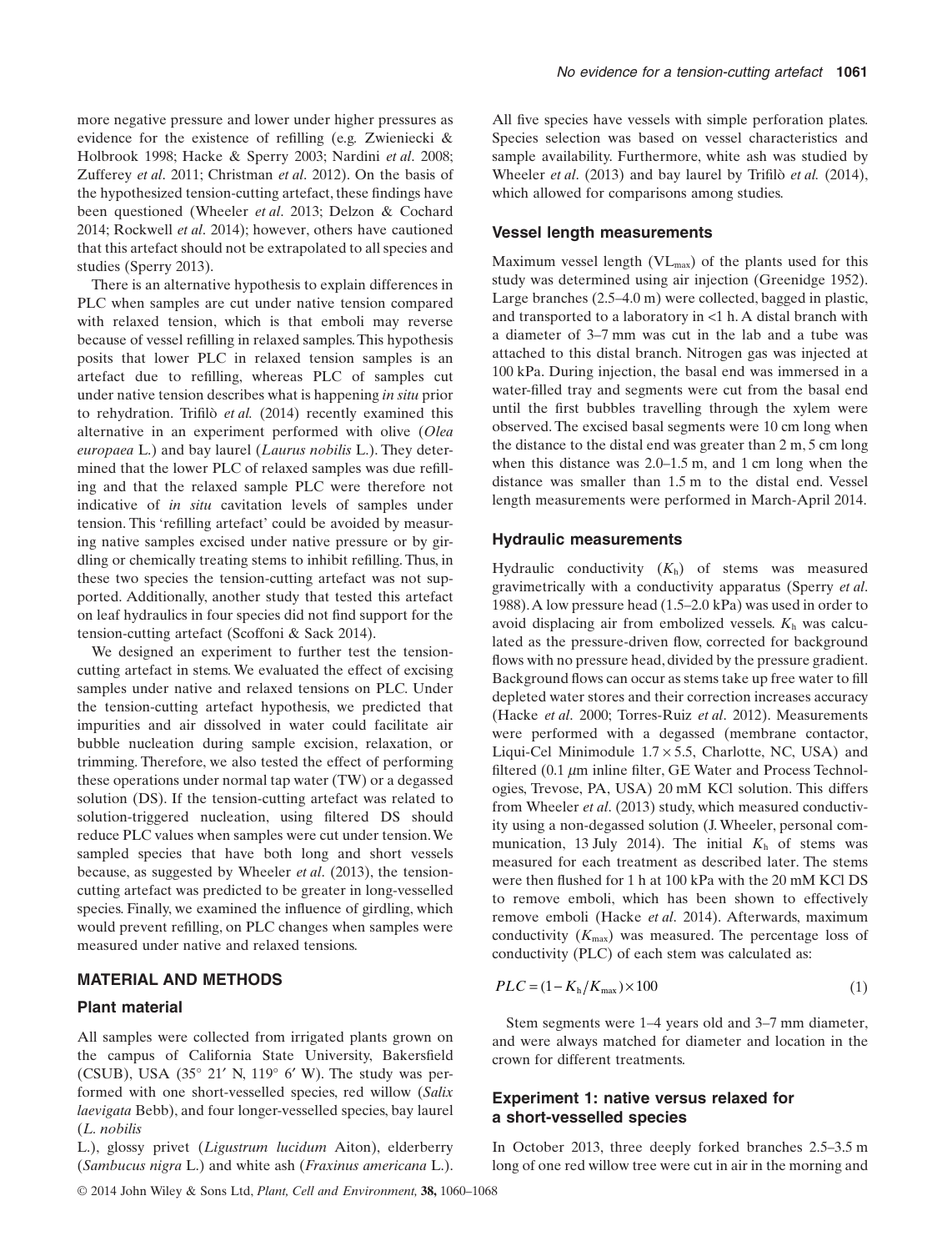more negative pressure and lower under higher pressures as evidence for the existence of refilling (e.g. Zwieniecki & Holbrook 1998; Hacke & Sperry 2003; Nardini *et al*. 2008; Zufferey *et al*. 2011; Christman *et al*. 2012). On the basis of the hypothesized tension-cutting artefact, these findings have been questioned (Wheeler *et al*. 2013; Delzon & Cochard 2014; Rockwell *et al*. 2014); however, others have cautioned that this artefact should not be extrapolated to all species and studies (Sperry 2013).

There is an alternative hypothesis to explain differences in PLC when samples are cut under native tension compared with relaxed tension, which is that emboli may reverse because of vessel refilling in relaxed samples. This hypothesis posits that lower PLC in relaxed tension samples is an artefact due to refilling, whereas PLC of samples cut under native tension describes what is happening *in situ* prior to rehydration. Trifilò *et al.* (2014) recently examined this alternative in an experiment performed with olive (*Olea europaea* L.) and bay laurel (*Laurus nobilis* L.). They determined that the lower PLC of relaxed samples was due refilling and that the relaxed sample PLC were therefore not indicative of *in situ* cavitation levels of samples under tension. This 'refilling artefact' could be avoided by measuring native samples excised under native pressure or by girdling or chemically treating stems to inhibit refilling. Thus, in these two species the tension-cutting artefact was not supported. Additionally, another study that tested this artefact on leaf hydraulics in four species did not find support for the tension-cutting artefact (Scoffoni & Sack 2014).

We designed an experiment to further test the tension-cutting artefact in stems. We evaluated the effect of excising samples under native and relaxed tensions on PLC. Under the tension-cutting artefact hypothesis, we predicted that impurities and air dissolved in water could facilitate air bubble nucleation during sample excision, relaxation, or trimming. Therefore, we also tested the effect of performing these operations under normal tap water (TW) or a degassed solution (DS). If the tension-cutting artefact was related to solution-triggered nucleation, using filtered DS should reduce PLC values when samples were cut under tension. We sampled species that have both long and short vessels because, as suggested by Wheeler *et al*. (2013), the tension-cutting artefact was predicted to be greater in long-vesselled species. Finally, we examined the influence of girdling, which would prevent refilling, on PLC changes when samples were measured under native and relaxed tensions.

## MATERIAL AND METHODS

### Plant material

All samples were collected from irrigated plants grown on the campus of California State University, Bakersfield (CSUB), USA (35° 21′ N, 119° 6′ W). The study was performed with one short-vesselled species, red willow (*Salix laevigata* Bebb), and four longer-vesselled species, bay laurel (*L. nobilis* L.), glossy privet (*Ligustrum lucidum* Aiton), elderberry (*Sambucus nigra* L.) and white ash (*Fraxinus americana* L.). All five species have vessels with simple perforation plates. Species selection was based on vessel characteristics and sample availability. Furthermore, white ash was studied by Wheeler *et al*. (2013) and bay laurel by Trifilò *et al.* (2014), which allowed for comparisons among studies.

### Vessel length measurements

Maximum vessel length ($VL_{max}$) of the plants used for this study was determined using air injection (Greenidge 1952). Large branches (2.5–4.0 m) were collected, bagged in plastic, and transported to a laboratory in <1 h. A distal branch with a diameter of 3–7 mm was cut in the lab and a tube was attached to this distal branch. Nitrogen gas was injected at 100 kPa. During injection, the basal end was immersed in a water-filled tray and segments were cut from the basal end until the first bubbles travelling through the xylem were observed. The excised basal segments were 10 cm long when the distance to the distal end was greater than 2 m, 5 cm long when this distance was 2.0–1.5 m, and 1 cm long when the distance was smaller than 1.5 m to the distal end. Vessel length measurements were performed in March-April 2014.

### Hydraulic measurements

Hydraulic conductivity ($K_h$) of stems was measured gravimetrically with a conductivity apparatus (Sperry *et al*. 1988). A low pressure head (1.5–2.0 kPa) was used in order to avoid displacing air from embolized vessels. $K_h$ was calculated as the pressure-driven flow, corrected for background flows with no pressure head, divided by the pressure gradient. Background flows can occur as stems take up free water to fill depleted water stores and their correction increases accuracy (Hacke *et al*. 2000; Torres-Ruiz *et al*. 2012). Measurements were performed with a degassed (membrane contactor, Liqui-Cel Minimodule 1.7 × 5.5, Charlotte, NC, USA) and filtered (0.1 $\mu$m inline filter, GE Water and Process Technologies, Trevose, PA, USA) 20 mM KCl solution. This differs from Wheeler *et al*. (2013) study, which measured conductivity using a non-degassed solution (J. Wheeler, personal communication, 13 July 2014). The initial $K_h$ of stems was measured for each treatment as described later. The stems were then flushed for 1 h at 100 kPa with the 20 mM KCl DS to remove emboli, which has been shown to effectively remove emboli (Hacke *et al*. 2014). Afterwards, maximum conductivity ($K_{max}$) was measured. The percentage loss of conductivity (PLC) of each stem was calculated as:

$$PLC = (1 - K_h/K_{max}) \times 100 \tag{1}$$

Stem segments were 1–4 years old and 3–7 mm diameter, and were always matched for diameter and location in the crown for different treatments.

### Experiment 1: native versus relaxed for a short-vesselled species

In October 2013, three deeply forked branches 2.5–3.5 m long of one red willow tree were cut in air in the morning and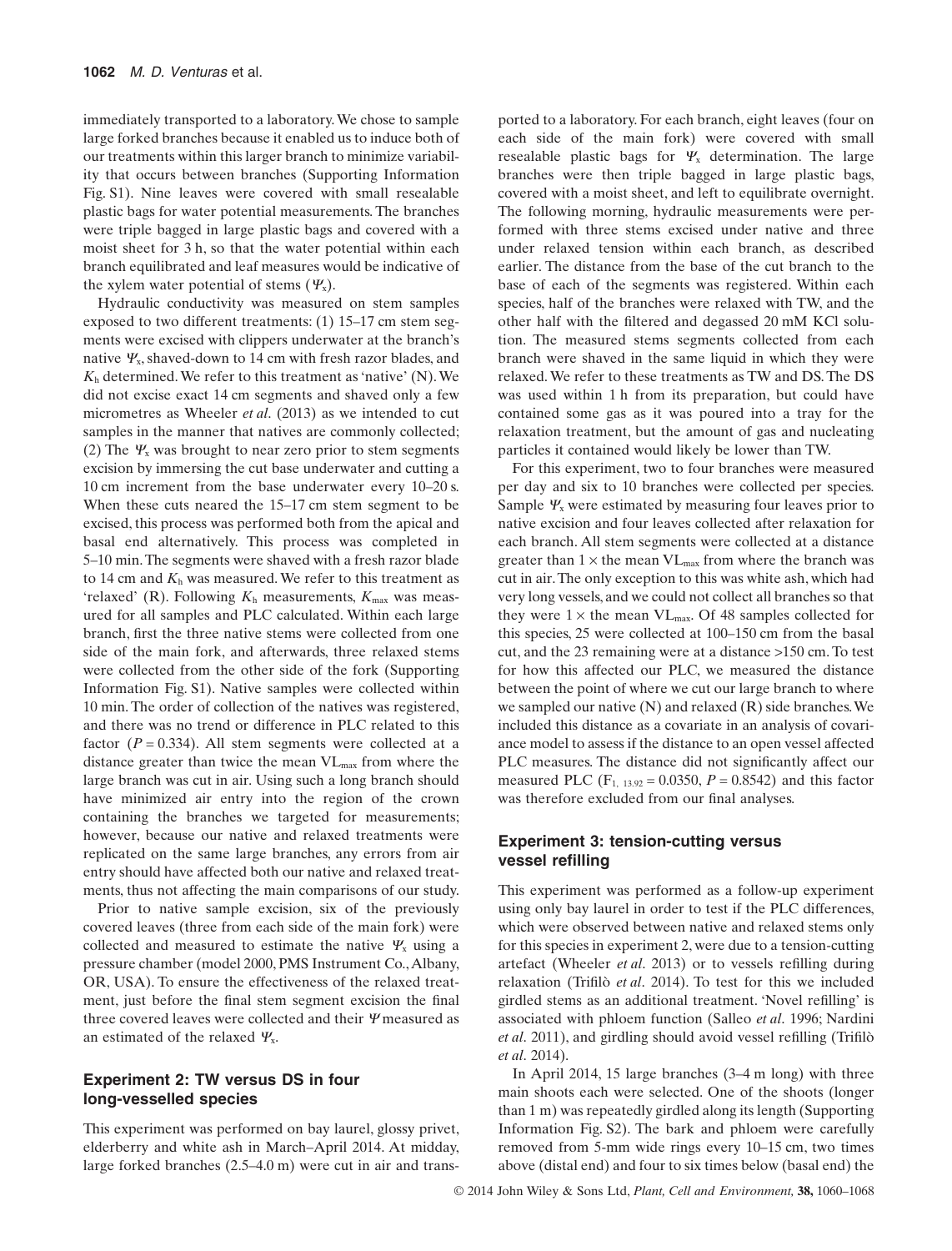immediately transported to a laboratory. We chose to sample large forked branches because it enabled us to induce both of our treatments within this larger branch to minimize variability that occurs between branches (Supporting Information Fig. S1). Nine leaves were covered with small resealable plastic bags for water potential measurements. The branches were triple bagged in large plastic bags and covered with a moist sheet for 3 h, so that the water potential within each branch equilibrated and leaf measures would be indicative of the xylem water potential of stems ($\Psi_x$).

Hydraulic conductivity was measured on stem samples exposed to two different treatments: (1) 15–17 cm stem segments were excised with clippers underwater at the branch's native $\Psi_x$, shaved-down to 14 cm with fresh razor blades, and $K_h$ determined. We refer to this treatment as 'native' (N). We did not excise exact 14 cm segments and shaved only a few micrometres as Wheeler *et al.* (2013) as we intended to cut samples in the manner that natives are commonly collected; (2) The $\Psi_x$ was brought to near zero prior to stem segments excision by immersing the cut base underwater and cutting a 10 cm increment from the base underwater every 10–20 s. When these cuts neared the 15–17 cm stem segment to be excised, this process was performed both from the apical and basal end alternatively. This process was completed in 5–10 min. The segments were shaved with a fresh razor blade to 14 cm and $K_h$ was measured. We refer to this treatment as 'relaxed' (R). Following $K_h$ measurements, $K_{max}$ was measured for all samples and PLC calculated. Within each large branch, first the three native stems were collected from one side of the main fork, and afterwards, three relaxed stems were collected from the other side of the fork (Supporting Information Fig. S1). Native samples were collected within 10 min. The order of collection of the natives was registered, and there was no trend or difference in PLC related to this factor ($P = 0.334$). All stem segments were collected at a distance greater than twice the mean $VL_{max}$ from where the large branch was cut in air. Using such a long branch should have minimized air entry into the region of the crown containing the branches we targeted for measurements; however, because our native and relaxed treatments were replicated on the same large branches, any errors from air entry should have affected both our native and relaxed treatments, thus not affecting the main comparisons of our study.

Prior to native sample excision, six of the previously covered leaves (three from each side of the main fork) were collected and measured to estimate the native $\Psi_x$ using a pressure chamber (model 2000, PMS Instrument Co., Albany, OR, USA). To ensure the effectiveness of the relaxed treatment, just before the final stem segment excision the final three covered leaves were collected and their $\Psi$ measured as an estimated of the relaxed $\Psi_x$.

### Experiment 2: TW versus DS in four long-vesselled species

This experiment was performed on bay laurel, glossy privet, elderberry and white ash in March–April 2014. At midday, large forked branches (2.5–4.0 m) were cut in air and transported to a laboratory. For each branch, eight leaves (four on each side of the main fork) were covered with small resealable plastic bags for $\Psi_x$ determination. The large branches were then triple bagged in large plastic bags, covered with a moist sheet, and left to equilibrate overnight. The following morning, hydraulic measurements were performed with three stems excised under native and three under relaxed tension within each branch, as described earlier. The distance from the base of the cut branch to the base of each of the segments was registered. Within each species, half of the branches were relaxed with TW, and the other half with the filtered and degassed 20 mM KCl solution. The measured stems segments collected from each branch were shaved in the same liquid in which they were relaxed. We refer to these treatments as TW and DS. The DS was used within 1 h from its preparation, but could have contained some gas as it was poured into a tray for the relaxation treatment, but the amount of gas and nucleating particles it contained would likely be lower than TW.

For this experiment, two to four branches were measured per day and six to 10 branches were collected per species. Sample $\Psi_x$ were estimated by measuring four leaves prior to native excision and four leaves collected after relaxation for each branch. All stem segments were collected at a distance greater than $1 \times$ the mean $VL_{max}$ from where the branch was cut in air. The only exception to this was white ash, which had very long vessels, and we could not collect all branches so that they were $1 \times$ the mean $VL_{max}$. Of 48 samples collected for this species, 25 were collected at 100–150 cm from the basal cut, and the 23 remaining were at a distance >150 cm. To test for how this affected our PLC, we measured the distance between the point of where we cut our large branch to where we sampled our native (N) and relaxed (R) side branches. We included this distance as a covariate in an analysis of covariance model to assess if the distance to an open vessel affected PLC measures. The distance did not significantly affect our measured PLC ($F_{1,\ 13.92} = 0.0350$, $P = 0.8542$) and this factor was therefore excluded from our final analyses.

### Experiment 3: tension-cutting versus vessel refilling

This experiment was performed as a follow-up experiment using only bay laurel in order to test if the PLC differences, which were observed between native and relaxed stems only for this species in experiment 2, were due to a tension-cutting artefact (Wheeler *et al.* 2013) or to vessels refilling during relaxation (Trifilò *et al.* 2014). To test for this we included girdled stems as an additional treatment. 'Novel refilling' is associated with phloem function (Salleo *et al.* 1996; Nardini *et al.* 2011), and girdling should avoid vessel refilling (Trifilò *et al.* 2014).

In April 2014, 15 large branches (3–4 m long) with three main shoots each were selected. One of the shoots (longer than 1 m) was repeatedly girdled along its length (Supporting Information Fig. S2). The bark and phloem were carefully removed from 5-mm wide rings every 10–15 cm, two times above (distal end) and four to six times below (basal end) the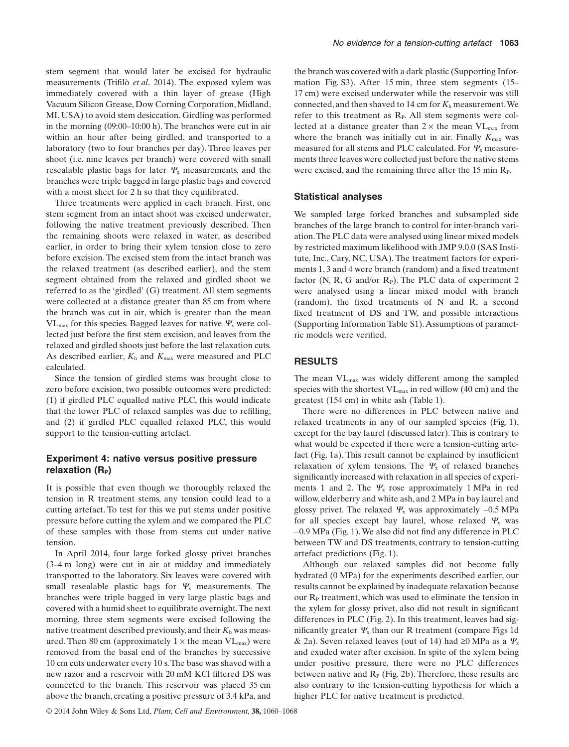stem segment that would later be excised for hydraulic measurements (Trifilò *et al*. 2014). The exposed xylem was immediately covered with a thin layer of grease (High Vacuum Silicon Grease, Dow Corning Corporation, Midland, MI, USA) to avoid stem desiccation. Girdling was performed in the morning (09:00–10:00 h). The branches were cut in air within an hour after being girdled, and transported to a laboratory (two to four branches per day). Three leaves per shoot (i.e. nine leaves per branch) were covered with small resealable plastic bags for later $\Psi_x$ measurements, and the branches were triple bagged in large plastic bags and covered with a moist sheet for 2 h so that they equilibrated.

Three treatments were applied in each branch. First, one stem segment from an intact shoot was excised underwater, following the native treatment previously described. Then the remaining shoots were relaxed in water, as described earlier, in order to bring their xylem tension close to zero before excision. The excised stem from the intact branch was the relaxed treatment (as described earlier), and the stem segment obtained from the relaxed and girdled shoot we referred to as the 'girdled' (G) treatment. All stem segments were collected at a distance greater than 85 cm from where the branch was cut in air, which is greater than the mean $VL_{max}$ for this species. Bagged leaves for native $\Psi_x$ were collected just before the first stem excision, and leaves from the relaxed and girdled shoots just before the last relaxation cuts. As described earlier, $K_h$ and $K_{max}$ were measured and PLC calculated.

Since the tension of girdled stems was brought close to zero before excision, two possible outcomes were predicted: (1) if girdled PLC equalled native PLC, this would indicate that the lower PLC of relaxed samples was due to refilling; and (2) if girdled PLC equalled relaxed PLC, this would support to the tension-cutting artefact.

### Experiment 4: native versus positive pressure relaxation ($R_P$)

It is possible that even though we thoroughly relaxed the tension in R treatment stems, any tension could lead to a cutting artefact. To test for this we put stems under positive pressure before cutting the xylem and we compared the PLC of these samples with those from stems cut under native tension.

In April 2014, four large forked glossy privet branches (3–4 m long) were cut in air at midday and immediately transported to the laboratory. Six leaves were covered with small resealable plastic bags for $\Psi_x$ measurements. The branches were triple bagged in very large plastic bags and covered with a humid sheet to equilibrate overnight. The next morning, three stem segments were excised following the native treatment described previously, and their $K_h$ was measured. Then 80 cm (approximately $1\times$ the mean $VL_{max}$) were removed from the basal end of the branches by successive 10 cm cuts underwater every 10 s. The base was shaved with a new razor and a reservoir with 20 mM KCl filtered DS was connected to the branch. This reservoir was placed 35 cm above the branch, creating a positive pressure of 3.4 kPa, and the branch was covered with a dark plastic (Supporting Information Fig. S3). After 15 min, three stem segments (15–17 cm) were excised underwater while the reservoir was still connected, and then shaved to 14 cm for $K_h$ measurement. We refer to this treatment as $R_P$. All stem segments were collected at a distance greater than $2\times$ the mean $VL_{max}$ from where the branch was initially cut in air. Finally $K_{max}$ was measured for all stems and PLC calculated. For $\Psi_x$ measurements three leaves were collected just before the native stems were excised, and the remaining three after the 15 min $R_P$.

### Statistical analyses

We sampled large forked branches and subsampled side branches of the large branch to control for inter-branch variation. The PLC data were analysed using linear mixed models by restricted maximum likelihood with JMP 9.0.0 (SAS Institute, Inc., Cary, NC, USA). The treatment factors for experiments 1, 3 and 4 were branch (random) and a fixed treatment factor (N, R, G and/or $R_P$). The PLC data of experiment 2 were analysed using a linear mixed model with branch (random), the fixed treatments of N and R, a second fixed treatment of DS and TW, and possible interactions (Supporting Information Table S1). Assumptions of parametric models were verified.

## RESULTS

The mean $VL_{max}$ was widely different among the sampled species with the shortest $VL_{max}$ in red willow (40 cm) and the greatest (154 cm) in white ash (Table 1).

There were no differences in PLC between native and relaxed treatments in any of our sampled species (Fig. 1), except for the bay laurel (discussed later). This is contrary to what would be expected if there were a tension-cutting artefact (Fig. 1a). This result cannot be explained by insufficient relaxation of xylem tensions. The $\Psi_x$ of relaxed branches significantly increased with relaxation in all species of experiments 1 and 2. The $\Psi_x$ rose approximately 1 MPa in red willow, elderberry and white ash, and 2 MPa in bay laurel and glossy privet. The relaxed $\Psi_x$ was approximately −0.5 MPa for all species except bay laurel, whose relaxed $\Psi_x$ was −0.9 MPa (Fig. 1). We also did not find any difference in PLC between TW and DS treatments, contrary to tension-cutting artefact predictions (Fig. 1).

Although our relaxed samples did not become fully hydrated (0 MPa) for the experiments described earlier, our results cannot be explained by inadequate relaxation because our $R_P$ treatment, which was used to eliminate the tension in the xylem for glossy privet, also did not result in significant differences in PLC (Fig. 2). In this treatment, leaves had significantly greater $\Psi_x$ than our R treatment (compare Figs 1d & 2a). Seven relaxed leaves (out of 14) had ≥0 MPa as a $\Psi_x$ and exuded water after excision. In spite of the xylem being under positive pressure, there were no PLC differences between native and $R_P$ (Fig. 2b). Therefore, these results are also contrary to the tension-cutting hypothesis for which a higher PLC for native treatment is predicted.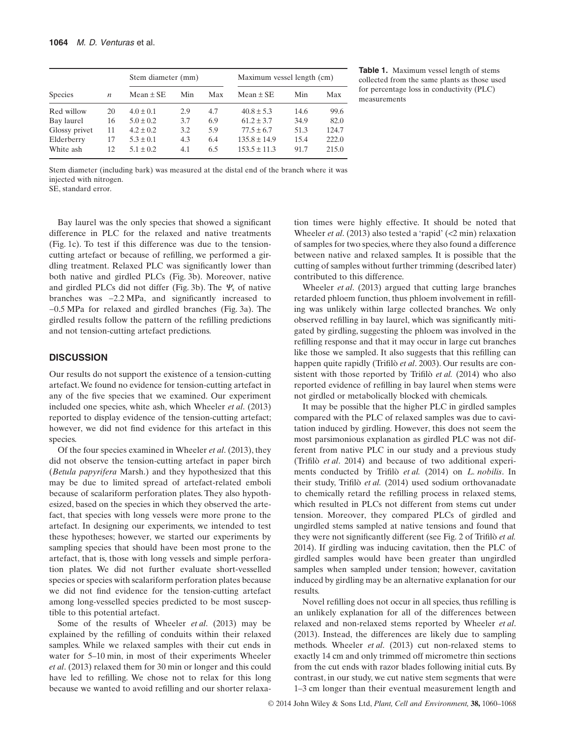| Species | $n$ | Stem diameter (mm) | | | Maximum vessel length (cm) | | |
|---|---|---|---|---|---|---|---|
| | | Mean ± SE | Min | Max | Mean ± SE | Min | Max |
| Red willow | 20 | 4.0 ± 0.1 | 2.9 | 4.7 | 40.8 ± 5.3 | 14.6 | 99.6 |
| Bay laurel | 16 | 5.0 ± 0.2 | 3.7 | 6.9 | 61.2 ± 3.7 | 34.9 | 82.0 |
| Glossy privet | 11 | 4.2 ± 0.2 | 3.2 | 5.9 | 77.5 ± 6.7 | 51.3 | 124.7 |
| Elderberry | 17 | 5.3 ± 0.1 | 4.3 | 6.4 | 135.8 ± 14.9 | 15.4 | 222.0 |
| White ash | 12 | 5.1 ± 0.2 | 4.1 | 6.5 | 153.5 ± 11.3 | 91.7 | 215.0 |

**Table 1.** Maximum vessel length of stems collected from the same plants as those used for percentage loss in conductivity (PLC) measurements

Stem diameter (including bark) was measured at the distal end of the branch where it was injected with nitrogen.
SE, standard error.

Bay laurel was the only species that showed a significant difference in PLC for the relaxed and native treatments (Fig. 1c). To test if this difference was due to the tension-cutting artefact or because of refilling, we performed a girdling treatment. Relaxed PLC was significantly lower than both native and girdled PLCs (Fig. 3b). Moreover, native and girdled PLCs did not differ (Fig. 3b). The $\Psi_x$ of native branches was −2.2 MPa, and significantly increased to −0.5 MPa for relaxed and girdled branches (Fig. 3a). The girdled results follow the pattern of the refilling predictions and not tension-cutting artefact predictions.

## DISCUSSION

Our results do not support the existence of a tension-cutting artefact. We found no evidence for tension-cutting artefact in any of the five species that we examined. Our experiment included one species, white ash, which Wheeler *et al*. (2013) reported to display evidence of the tension-cutting artefact; however, we did not find evidence for this artefact in this species.

Of the four species examined in Wheeler *et al*. (2013), they did not observe the tension-cutting artefact in paper birch (*Betula papyrifera* Marsh.) and they hypothesized that this may be due to limited spread of artefact-related emboli because of scalariform perforation plates. They also hypothesized, based on the species in which they observed the artefact, that species with long vessels were more prone to the artefact. In designing our experiments, we intended to test these hypotheses; however, we started our experiments by sampling species that should have been most prone to the artefact, that is, those with long vessels and simple perforation plates. We did not further evaluate short-vesselled species or species with scalariform perforation plates because we did not find evidence for the tension-cutting artefact among long-vesselled species predicted to be most susceptible to this potential artefact.

Some of the results of Wheeler *et al*. (2013) may be explained by the refilling of conduits within their relaxed samples. While we relaxed samples with their cut ends in water for 5–10 min, in most of their experiments Wheeler *et al*. (2013) relaxed them for 30 min or longer and this could have led to refilling. We chose not to relax for this long because we wanted to avoid refilling and our shorter relaxation times were highly effective. It should be noted that Wheeler *et al*. (2013) also tested a 'rapid' (<2 min) relaxation of samples for two species, where they also found a difference between native and relaxed samples. It is possible that the cutting of samples without further trimming (described later) contributed to this difference.

Wheeler *et al*. (2013) argued that cutting large branches retarded phloem function, thus phloem involvement in refilling was unlikely within large collected branches. We only observed refilling in bay laurel, which was significantly mitigated by girdling, suggesting the phloem was involved in the refilling response and that it may occur in large cut branches like those we sampled. It also suggests that this refilling can happen quite rapidly (Trifilò *et al*. 2003). Our results are consistent with those reported by Trifilò *et al.* (2014) who also reported evidence of refilling in bay laurel when stems were not girdled or metabolically blocked with chemicals.

It may be possible that the higher PLC in girdled samples compared with the PLC of relaxed samples was due to cavitation induced by girdling. However, this does not seem the most parsimonious explanation as girdled PLC was not different from native PLC in our study and a previous study (Trifilò *et al*. 2014) and because of two additional experiments conducted by Trifilò *et al.* (2014) on *L. nobilis*. In their study, Trifilò *et al.* (2014) used sodium orthovanadate to chemically retard the refilling process in relaxed stems, which resulted in PLCs not different from stems cut under tension. Moreover, they compared PLCs of girdled and ungirdled stems sampled at native tensions and found that they were not significantly different (see Fig. 2 of Trifilò *et al.* 2014). If girdling was inducing cavitation, then the PLC of girdled samples would have been greater than ungirdled samples when sampled under tension; however, cavitation induced by girdling may be an alternative explanation for our results.

Novel refilling does not occur in all species, thus refilling is an unlikely explanation for all of the differences between relaxed and non-relaxed stems reported by Wheeler *et al*. (2013). Instead, the differences are likely due to sampling methods. Wheeler *et al*. (2013) cut non-relaxed stems to exactly 14 cm and only trimmed off micrometre thin sections from the cut ends with razor blades following initial cuts. By contrast, in our study, we cut native stem segments that were 1–3 cm longer than their eventual measurement length and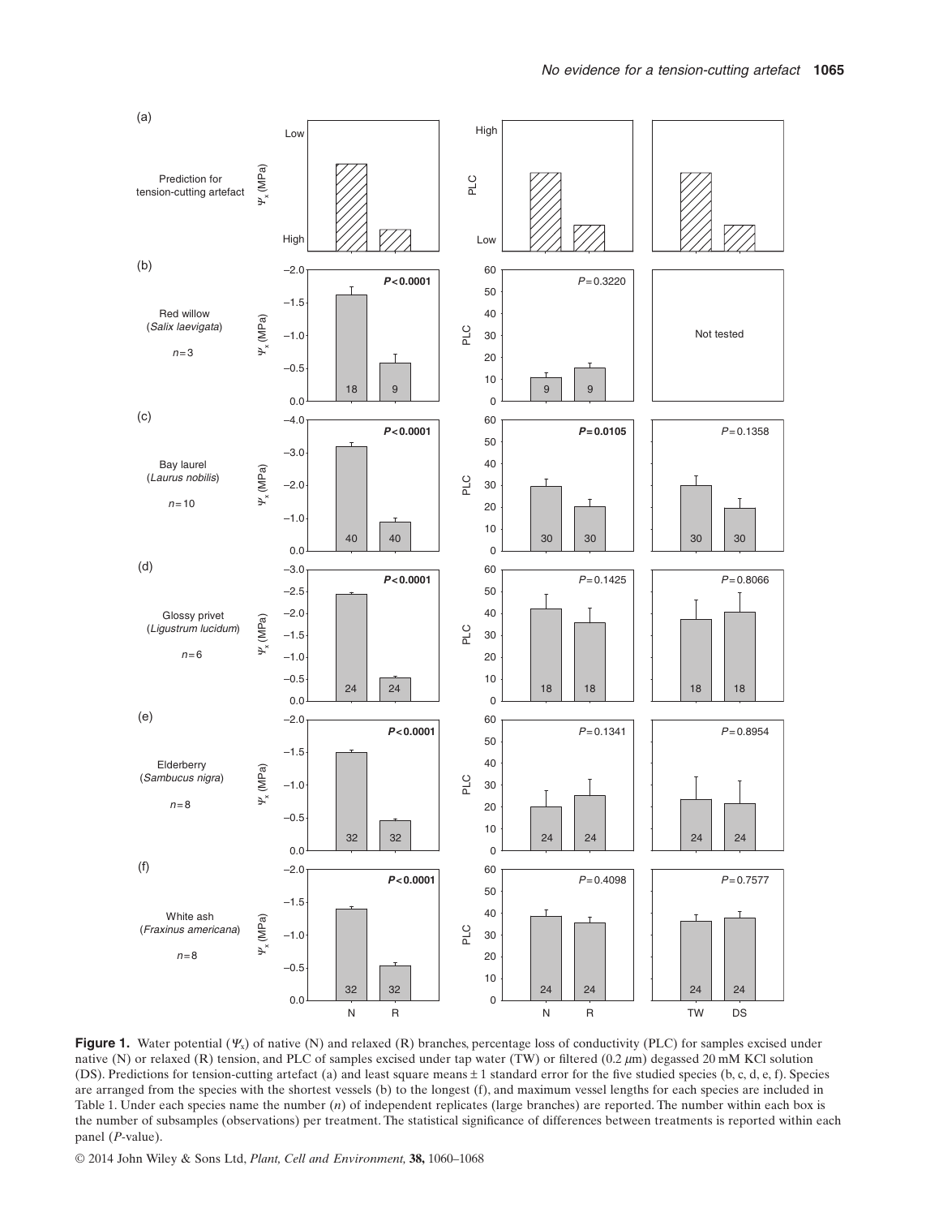**Figure 1.** Water potential ($\Psi_x$) of native (N) and relaxed (R) branches, percentage loss of conductivity (PLC) for samples excised under native (N) or relaxed (R) tension, and PLC of samples excised under tap water (TW) or filtered (0.2 $\mu$m) degassed 20 mM KCl solution (DS). Predictions for tension-cutting artefact (a) and least square means ± 1 standard error for the five studied species (b, c, d, e, f). Species are arranged from the species with the shortest vessels (b) to the longest (f), and maximum vessel lengths for each species are included in Table 1. Under each species name the number ($n$) of independent replicates (large branches) are reported. The number within each box is the number of subsamples (observations) per treatment. The statistical significance of differences between treatments is reported within each panel ($P$-value).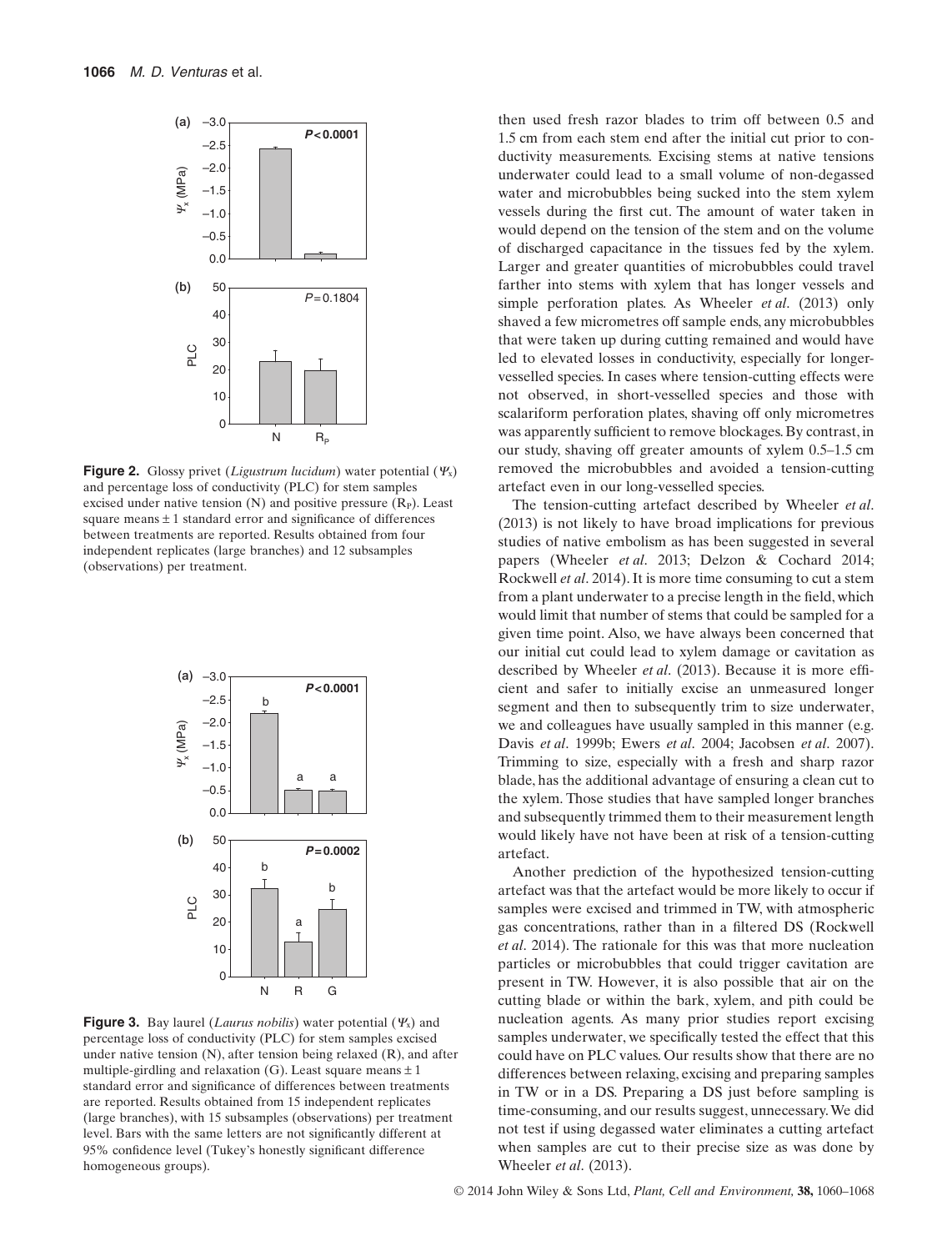**Figure 2.** Glossy privet (*Ligustrum lucidum*) water potential ($\Psi_x$) and percentage loss of conductivity (PLC) for stem samples excised under native tension (N) and positive pressure ($R_P$). Least square means ± 1 standard error and significance of differences between treatments are reported. Results obtained from four independent replicates (large branches) and 12 subsamples (observations) per treatment.

**Figure 3.** Bay laurel (*Laurus nobilis*) water potential ($\Psi_x$) and percentage loss of conductivity (PLC) for stem samples excised under native tension (N), after tension being relaxed (R), and after multiple-girdling and relaxation (G). Least square means ± 1 standard error and significance of differences between treatments are reported. Results obtained from 15 independent replicates (large branches), with 15 subsamples (observations) per treatment level. Bars with the same letters are not significantly different at 95% confidence level (Tukey's honestly significant difference homogeneous groups).

then used fresh razor blades to trim off between 0.5 and 1.5 cm from each stem end after the initial cut prior to conductivity measurements. Excising stems at native tensions underwater could lead to a small volume of non-degassed water and microbubbles being sucked into the stem xylem vessels during the first cut. The amount of water taken in would depend on the tension of the stem and on the volume of discharged capacitance in the tissues fed by the xylem. Larger and greater quantities of microbubbles could travel farther into stems with xylem that has longer vessels and simple perforation plates. As Wheeler *et al*. (2013) only shaved a few micrometres off sample ends, any microbubbles that were taken up during cutting remained and would have led to elevated losses in conductivity, especially for longer-vesselled species. In cases where tension-cutting effects were not observed, in short-vesselled species and those with scalariform perforation plates, shaving off only micrometres was apparently sufficient to remove blockages. By contrast, in our study, shaving off greater amounts of xylem 0.5–1.5 cm removed the microbubbles and avoided a tension-cutting artefact even in our long-vesselled species.

The tension-cutting artefact described by Wheeler *et al*. (2013) is not likely to have broad implications for previous studies of native embolism as has been suggested in several papers (Wheeler *et al*. 2013; Delzon & Cochard 2014; Rockwell *et al*. 2014). It is more time consuming to cut a stem from a plant underwater to a precise length in the field, which would limit that number of stems that could be sampled for a given time point. Also, we have always been concerned that our initial cut could lead to xylem damage or cavitation as described by Wheeler *et al*. (2013). Because it is more efficient and safer to initially excise an unmeasured longer segment and then to subsequently trim to size underwater, we and colleagues have usually sampled in this manner (e.g. Davis *et al*. 1999b; Ewers *et al*. 2004; Jacobsen *et al*. 2007). Trimming to size, especially with a fresh and sharp razor blade, has the additional advantage of ensuring a clean cut to the xylem. Those studies that have sampled longer branches and subsequently trimmed them to their measurement length would likely have not have been at risk of a tension-cutting artefact.

Another prediction of the hypothesized tension-cutting artefact was that the artefact would be more likely to occur if samples were excised and trimmed in TW, with atmospheric gas concentrations, rather than in a filtered DS (Rockwell *et al*. 2014). The rationale for this was that more nucleation particles or microbubbles that could trigger cavitation are present in TW. However, it is also possible that air on the cutting blade or within the bark, xylem, and pith could be nucleation agents. As many prior studies report excising samples underwater, we specifically tested the effect that this could have on PLC values. Our results show that there are no differences between relaxing, excising and preparing samples in TW or in a DS. Preparing a DS just before sampling is time-consuming, and our results suggest, unnecessary. We did not test if using degassed water eliminates a cutting artefact when samples are cut to their precise size as was done by Wheeler *et al*. (2013).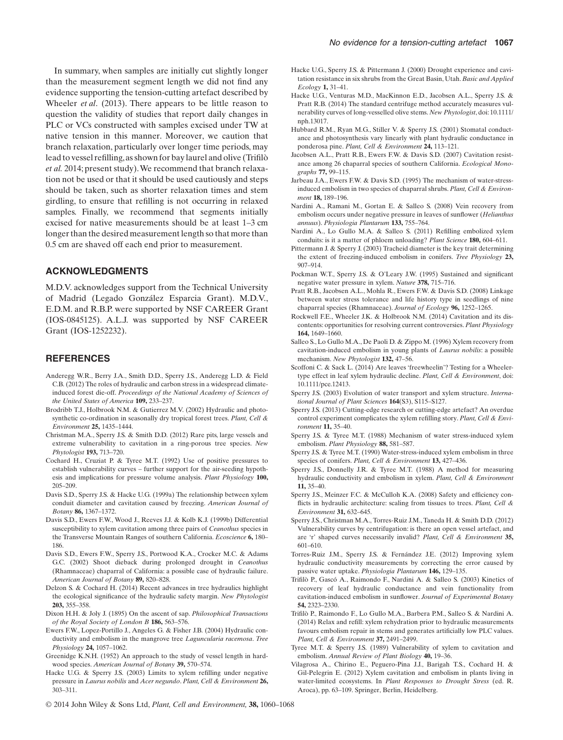In summary, when samples are initially cut slightly longer than the measurement segment length we did not find any evidence supporting the tension-cutting artefact described by Wheeler *et al*. (2013). There appears to be little reason to question the validity of studies that report daily changes in PLC or VCs constructed with samples excised under TW at native tension in this manner. Moreover, we caution that branch relaxation, particularly over longer time periods, may lead to vessel refilling, as shown for bay laurel and olive (Trifilò *et al.* 2014; present study). We recommend that branch relaxation not be used or that it should be used cautiously and steps should be taken, such as shorter relaxation times and stem girdling, to ensure that refilling is not occurring in relaxed samples. Finally, we recommend that segments initially excised for native measurements should be at least 1–3 cm longer than the desired measurement length so that more than 0.5 cm are shaved off each end prior to measurement.

## ACKNOWLEDGMENTS

M.D.V. acknowledges support from the Technical University of Madrid (Legado González Esparcia Grant). M.D.V., E.D.M. and R.B.P. were supported by NSF CAREER Grant (IOS-0845125). A.L.J. was supported by NSF CAREER Grant (IOS-1252232).

## REFERENCES

Anderegg W.R., Berry J.A., Smith D.D., Sperry J.S., Anderegg L.D. & Field C.B. (2012) The roles of hydraulic and carbon stress in a widespread climate-induced forest die-off. *Proceedings of the National Academy of Sciences of the United States of America* **109,** 233–237.

Brodribb T.J., Holbrook N.M. & Gutierrez M.V. (2002) Hydraulic and photosynthetic co-ordination in seasonally dry tropical forest trees. *Plant, Cell & Environment* **25,** 1435–1444.

Christman M.A., Sperry J.S. & Smith D.D. (2012) Rare pits, large vessels and extreme vulnerability to cavitation in a ring-porous tree species. *New Phytologist* **193,** 713–720.

Cochard H., Cruziat P. & Tyree M.T. (1992) Use of positive pressures to establish vulnerability curves – further support for the air-seeding hypothesis and implications for pressure volume analysis. *Plant Physiology* **100,** 205–209.

Davis S.D., Sperry J.S. & Hacke U.G. (1999a) The relationship between xylem conduit diameter and cavitation caused by freezing. *American Journal of Botany* **86,** 1367–1372.

Davis S.D., Ewers F.W., Wood J., Reeves J.J. & Kolb K.J. (1999b) Differential susceptibility to xylem cavitation among three pairs of *Ceanothus* species in the Transverse Mountain Ranges of southern California. *Ecoscience* **6,** 180–186.

Davis S.D., Ewers F.W., Sperry J.S., Portwood K.A., Crocker M.C. & Adams G.C. (2002) Shoot dieback during prolonged drought in *Ceanothus* (Rhamnaceae) chaparral of California: a possible case of hydraulic failure. *American Journal of Botany* **89,** 820–828.

Delzon S. & Cochard H. (2014) Recent advances in tree hydraulics highlight the ecological significance of the hydraulic safety margin. *New Phytologist* **203,** 355–358.

Dixon H.H. & Joly J. (1895) On the ascent of sap. *Philosophical Transactions of the Royal Society of London B* **186,** 563–576.

Ewers F.W., Lopez-Portillo J., Angeles G. & Fisher J.B. (2004) Hydraulic conductivity and embolism in the mangrove tree *Laguncularia racemosa*. *Tree Physiology* **24,** 1057–1062.

Greenidge K.N.H. (1952) An approach to the study of vessel length in hardwood species. *American Journal of Botany* **39,** 570–574.

Hacke U.G. & Sperry J.S. (2003) Limits to xylem refilling under negative pressure in *Laurus nobilis* and *Acer negundo*. *Plant, Cell & Environment* **26,** 303–311.

Hacke U.G., Sperry J.S. & Pittermann J. (2000) Drought experience and cavitation resistance in six shrubs from the Great Basin, Utah. *Basic and Applied Ecology* **1,** 31–41.

Hacke U.G., Venturas M.D., MacKinnon E.D., Jacobsen A.L., Sperry J.S. & Pratt R.B. (2014) The standard centrifuge method accurately measures vulnerability curves of long-vesselled olive stems. *New Phytologist*, doi: 10.1111/nph.13017.

Hubbard R.M., Ryan M.G., Stiller V. & Sperry J.S. (2001) Stomatal conductance and photosynthesis vary linearly with plant hydraulic conductance in ponderosa pine. *Plant, Cell & Environment* **24,** 113–121.

Jacobsen A.L., Pratt R.B., Ewers F.W. & Davis S.D. (2007) Cavitation resistance among 26 chaparral species of southern California. *Ecological Monographs* **77,** 99–115.

Jarbeau J.A., Ewers F.W. & Davis S.D. (1995) The mechanism of water-stress-induced embolism in two species of chaparral shrubs. *Plant, Cell & Environment* **18,** 189–196.

Nardini A., Ramani M., Gortan E. & Salleo S. (2008) Vein recovery from embolism occurs under negative pressure in leaves of sunflower (*Helianthus annuus*). *Physiologia Plantarum* **133,** 755–764.

Nardini A., Lo Gullo M.A. & Salleo S. (2011) Refilling embolized xylem conduits: is it a matter of phloem unloading? *Plant Science* **180,** 604–611.

Pittermann J. & Sperry J. (2003) Tracheid diameter is the key trait determining the extent of freezing-induced embolism in conifers. *Tree Physiology* **23,** 907–914.

Pockman W.T., Sperry J.S. & O'Leary J.W. (1995) Sustained and significant negative water pressure in xylem. *Nature* **378,** 715–716.

Pratt R.B., Jacobsen A.L., Mohla R., Ewers F.W. & Davis S.D. (2008) Linkage between water stress tolerance and life history type in seedlings of nine chaparral species (Rhamnaceae). *Journal of Ecology* **96,** 1252–1265.

Rockwell F.E., Wheeler J.K. & Holbrook N.M. (2014) Cavitation and its discontents: opportunities for resolving current controversies. *Plant Physiology* **164,** 1649–1660.

Salleo S., Lo Gullo M.A., De Paoli D. & Zippo M. (1996) Xylem recovery from cavitation-induced embolism in young plants of *Laurus nobilis*: a possible mechanism. *New Phytologist* **132,** 47–56.

Scoffoni C. & Sack L. (2014) Are leaves 'freewheelin'? Testing for a Wheeler-type effect in leaf xylem hydraulic decline. *Plant, Cell & Environment*, doi: 10.1111/pce.12413.

Sperry J.S. (2003) Evolution of water transport and xylem structure. *International Journal of Plant Sciences* **164**(S3), S115–S127.

Sperry J.S. (2013) Cutting-edge research or cutting-edge artefact? An overdue control experiment complicates the xylem refilling story. *Plant, Cell & Environment* **11,** 35–40.

Sperry J.S. & Tyree M.T. (1988) Mechanism of water stress-induced xylem embolism. *Plant Physiology* **88,** 581–587.

Sperry J.S. & Tyree M.T. (1990) Water-stress-induced xylem embolism in three species of conifers. *Plant, Cell & Environment* **13,** 427–436.

Sperry J.S., Donnelly J.R. & Tyree M.T. (1988) A method for measuring hydraulic conductivity and embolism in xylem. *Plant, Cell & Environment* **11,** 35–40.

Sperry J.S., Meinzer F.C. & McCulloh K.A. (2008) Safety and efficiency conflicts in hydraulic architecture: scaling from tissues to trees. *Plant, Cell & Environment* **31,** 632–645.

Sperry J.S., Christman M.A., Torres-Ruiz J.M., Taneda H. & Smith D.D. (2012) Vulnerability curves by centrifugation: is there an open vessel artefact, and are 'r' shaped curves necessarily invalid? *Plant, Cell & Environment* **35,** 601–610.

Torres-Ruiz J.M., Sperry J.S. & Fernández J.E. (2012) Improving xylem hydraulic conductivity measurements by correcting the error caused by passive water uptake. *Physiologia Plantarum* **146,** 129–135.

Trifilò P., Gascó A., Raimondo F., Nardini A. & Salleo S. (2003) Kinetics of recovery of leaf hydraulic conductance and vein functionality from cavitation-induced embolism in sunflower. *Journal of Experimental Botany* **54,** 2323–2330.

Trifilò P., Raimondo F., Lo Gullo M.A., Barbera P.M., Salleo S. & Nardini A. (2014) Relax and refill: xylem rehydration prior to hydraulic measurements favours embolism repair in stems and generates artificially low PLC values. *Plant, Cell & Environment* **37,** 2491–2499.

Tyree M.T. & Sperry J.S. (1989) Vulnerability of xylem to cavitation and embolism. *Annual Review of Plant Biology* **40,** 19–36.

Vilagrosa A., Chirino E., Peguero-Pina J.J., Barigah T.S., Cochard H. & Gil-Pelegrin E. (2012) Xylem cavitation and embolism in plants living in water-limited ecosystems. In *Plant Responses to Drought Stress* (ed. R. Aroca), pp. 63–109. Springer, Berlin, Heidelberg.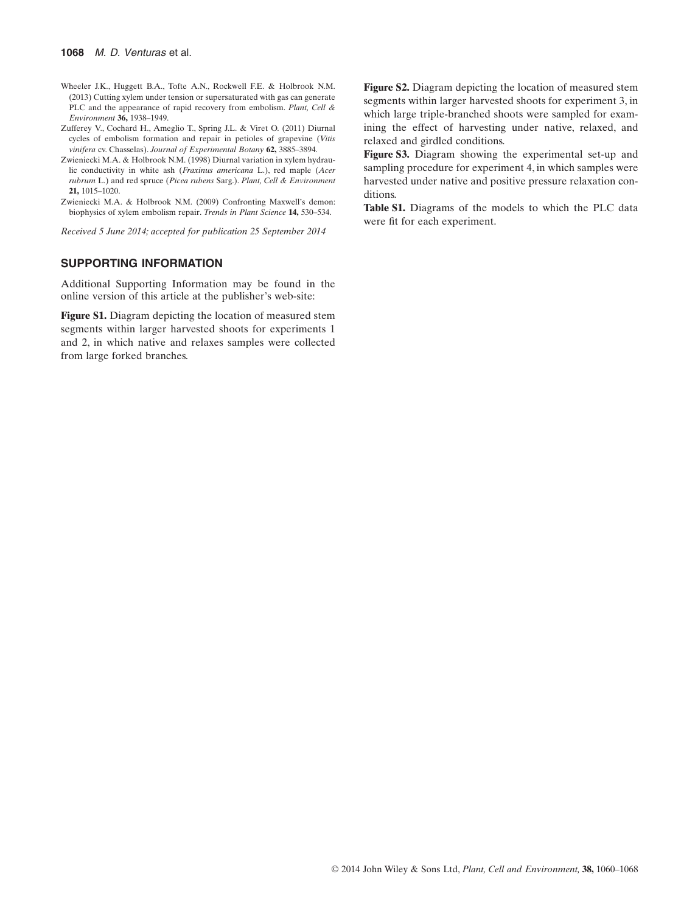Wheeler J.K., Huggett B.A., Tofte A.N., Rockwell F.E. & Holbrook N.M. (2013) Cutting xylem under tension or supersaturated with gas can generate PLC and the appearance of rapid recovery from embolism. *Plant, Cell & Environment* **36,** 1938–1949.

Zufferey V., Cochard H., Ameglio T., Spring J.L. & Viret O. (2011) Diurnal cycles of embolism formation and repair in petioles of grapevine (*Vitis vinifera* cv. Chasselas). *Journal of Experimental Botany* **62,** 3885–3894.

Zwieniecki M.A. & Holbrook N.M. (1998) Diurnal variation in xylem hydraulic conductivity in white ash (*Fraxinus americana* L.), red maple (*Acer rubrum* L.) and red spruce (*Picea rubens* Sarg.). *Plant, Cell & Environment* **21,** 1015–1020.

Zwieniecki M.A. & Holbrook N.M. (2009) Confronting Maxwell's demon: biophysics of xylem embolism repair. *Trends in Plant Science* **14,** 530–534.

*Received 5 June 2014; accepted for publication 25 September 2014*

## SUPPORTING INFORMATION

Additional Supporting Information may be found in the online version of this article at the publisher's web-site:

**Figure S1.** Diagram depicting the location of measured stem segments within larger harvested shoots for experiments 1 and 2, in which native and relaxes samples were collected from large forked branches.

**Figure S2.** Diagram depicting the location of measured stem segments within larger harvested shoots for experiment 3, in which large triple-branched shoots were sampled for examining the effect of harvesting under native, relaxed, and relaxed and girdled conditions.

**Figure S3.** Diagram showing the experimental set-up and sampling procedure for experiment 4, in which samples were harvested under native and positive pressure relaxation conditions.

**Table S1.** Diagrams of the models to which the PLC data were fit for each experiment.